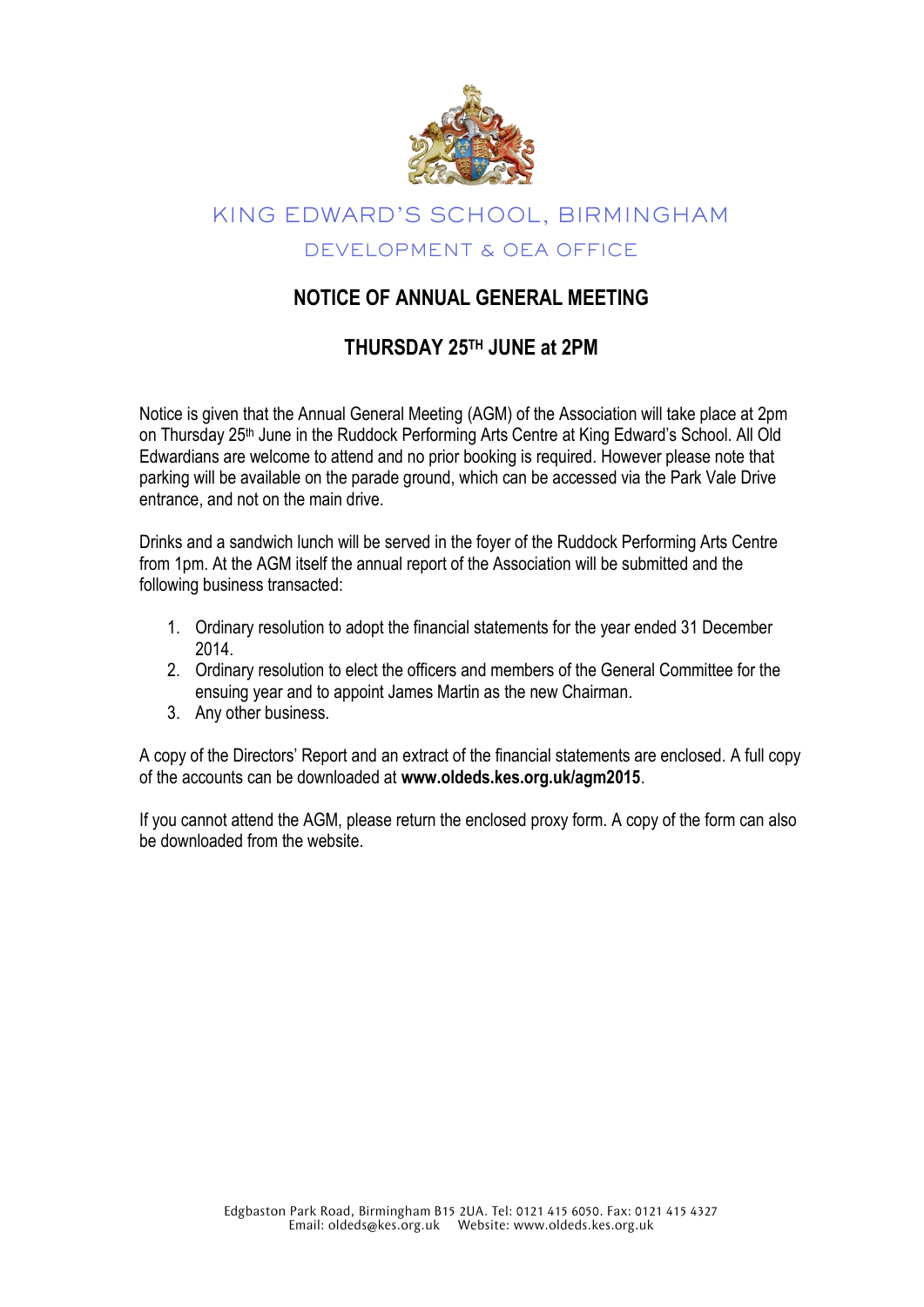KING EDWARD'S SCHOOL, BIRMINGHAM

DEVELOPMENT & OEA OFFICE

## NOTICE OF ANNUAL GENERAL MEETING

## THURSDAY 25TH JUNE at 2PM

Notice is given that the Annual General Meeting (AGM) of the Association will take place at 2pm on Thursday 25th June in the Ruddock Performing Arts Centre at King Edward's School. All Old Edwardians are welcome to attend and no prior booking is required. However please note that parking will be available on the parade ground, which can be accessed via the Park Vale Drive entrance, and not on the main drive.

Drinks and a sandwich lunch will be served in the foyer of the Ruddock Performing Arts Centre from 1pm. At the AGM itself the annual report of the Association will be submitted and the following business transacted:

1. Ordinary resolution to adopt the financial statements for the year ended 31 December 2014.
2. Ordinary resolution to elect the officers and members of the General Committee for the ensuing year and to appoint James Martin as the new Chairman.
3. Any other business.

A copy of the Directors' Report and an extract of the financial statements are enclosed. A full copy of the accounts can be downloaded at **www.oldeds.kes.org.uk/agm2015**.

If you cannot attend the AGM, please return the enclosed proxy form. A copy of the form can also be downloaded from the website.

Edgbaston Park Road, Birmingham B15 2UA. Tel: 0121 415 6050. Fax: 0121 415 4327
Email: oldeds@kes.org.uk Website: www.oldeds.kes.org.uk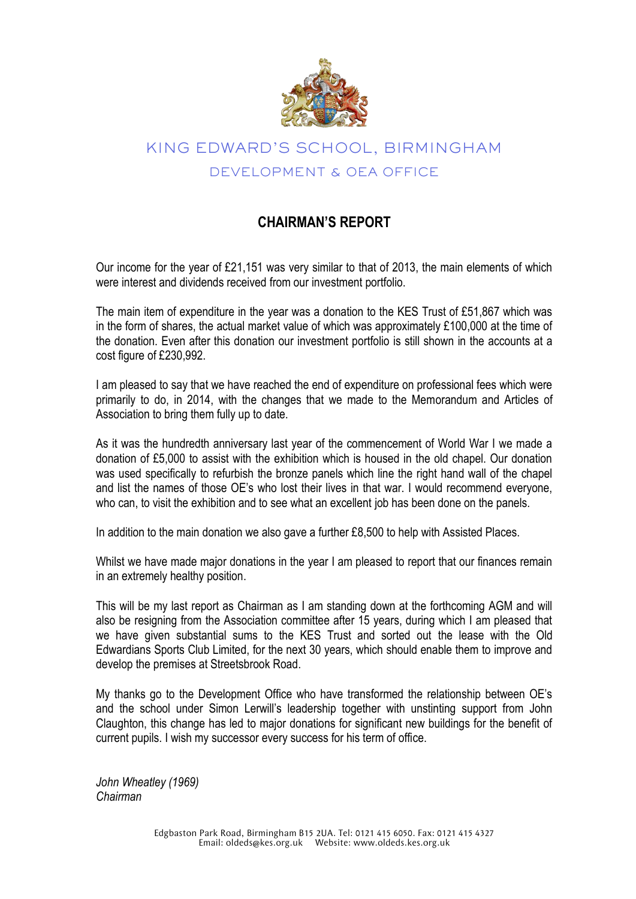KING EDWARD'S SCHOOL, BIRMINGHAM

DEVELOPMENT & OEA OFFICE

## CHAIRMAN'S REPORT

Our income for the year of £21,151 was very similar to that of 2013, the main elements of which were interest and dividends received from our investment portfolio.

The main item of expenditure in the year was a donation to the KES Trust of £51,867 which was in the form of shares, the actual market value of which was approximately £100,000 at the time of the donation. Even after this donation our investment portfolio is still shown in the accounts at a cost figure of £230,992.

I am pleased to say that we have reached the end of expenditure on professional fees which were primarily to do, in 2014, with the changes that we made to the Memorandum and Articles of Association to bring them fully up to date.

As it was the hundredth anniversary last year of the commencement of World War I we made a donation of £5,000 to assist with the exhibition which is housed in the old chapel. Our donation was used specifically to refurbish the bronze panels which line the right hand wall of the chapel and list the names of those OE's who lost their lives in that war. I would recommend everyone, who can, to visit the exhibition and to see what an excellent job has been done on the panels.

In addition to the main donation we also gave a further £8,500 to help with Assisted Places.

Whilst we have made major donations in the year I am pleased to report that our finances remain in an extremely healthy position.

This will be my last report as Chairman as I am standing down at the forthcoming AGM and will also be resigning from the Association committee after 15 years, during which I am pleased that we have given substantial sums to the KES Trust and sorted out the lease with the Old Edwardians Sports Club Limited, for the next 30 years, which should enable them to improve and develop the premises at Streetsbrook Road.

My thanks go to the Development Office who have transformed the relationship between OE's and the school under Simon Lerwill's leadership together with unstinting support from John Claughton, this change has led to major donations for significant new buildings for the benefit of current pupils. I wish my successor every success for his term of office.

*John Wheatley (1969)*
*Chairman*

Edgbaston Park Road, Birmingham B15 2UA. Tel: 0121 415 6050. Fax: 0121 415 4327
Email: oldeds@kes.org.uk Website: www.oldeds.kes.org.uk